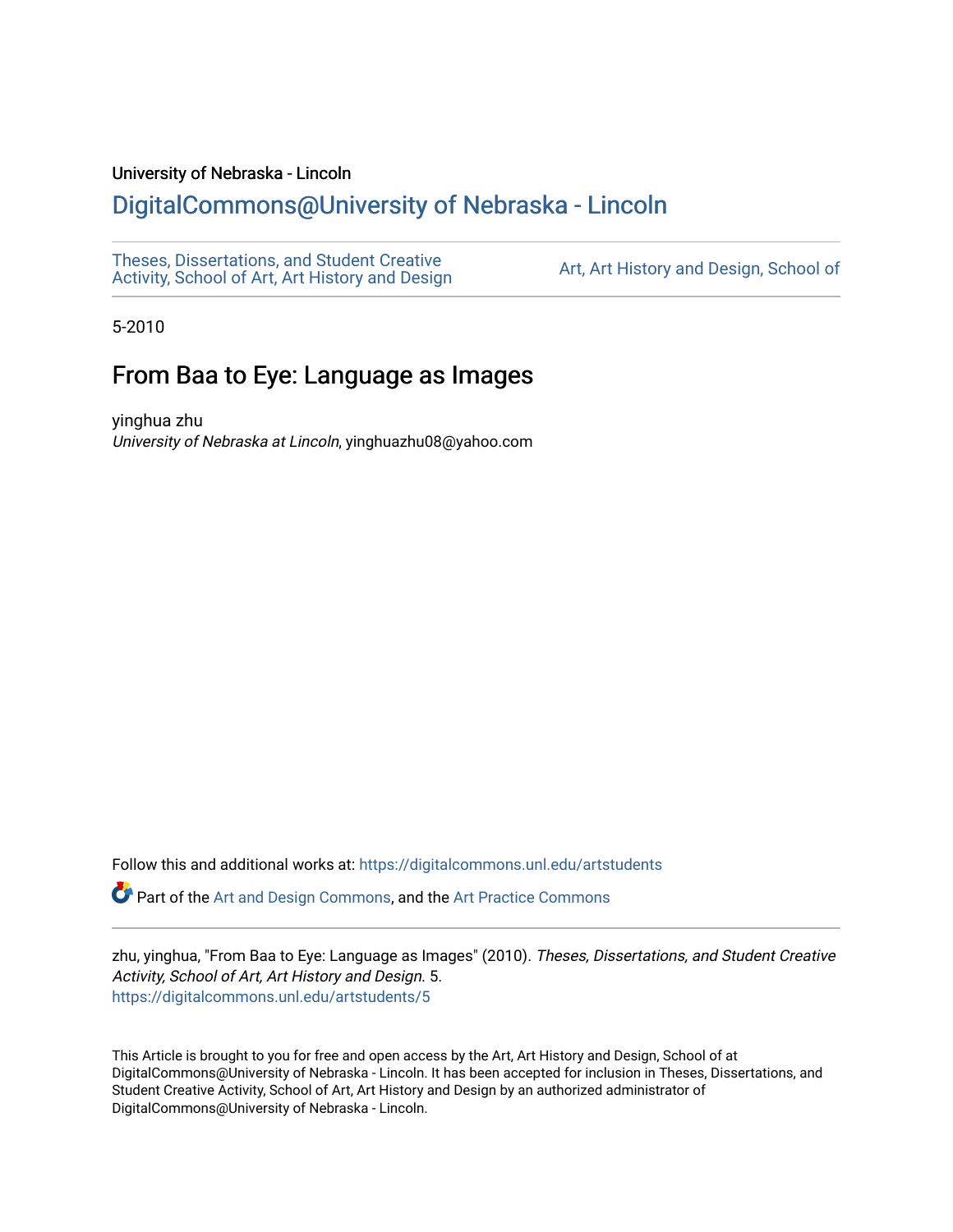University of Nebraska - Lincoln

# DigitalCommons@University of Nebraska - Lincoln

Theses, Dissertations, and Student Creative Activity, School of Art, Art History and Design

Art, Art History and Design, School of

5-2010

## From Baa to Eye: Language as Images

yinghua zhu
*University of Nebraska at Lincoln*, yinghuazhu08@yahoo.com

Follow this and additional works at: https://digitalcommons.unl.edu/artstudents

Part of the Art and Design Commons, and the Art Practice Commons

zhu, yinghua, "From Baa to Eye: Language as Images" (2010). *Theses, Dissertations, and Student Creative Activity, School of Art, Art History and Design*. 5.
https://digitalcommons.unl.edu/artstudents/5

This Article is brought to you for free and open access by the Art, Art History and Design, School of at DigitalCommons@University of Nebraska - Lincoln. It has been accepted for inclusion in Theses, Dissertations, and Student Creative Activity, School of Art, Art History and Design by an authorized administrator of DigitalCommons@University of Nebraska - Lincoln.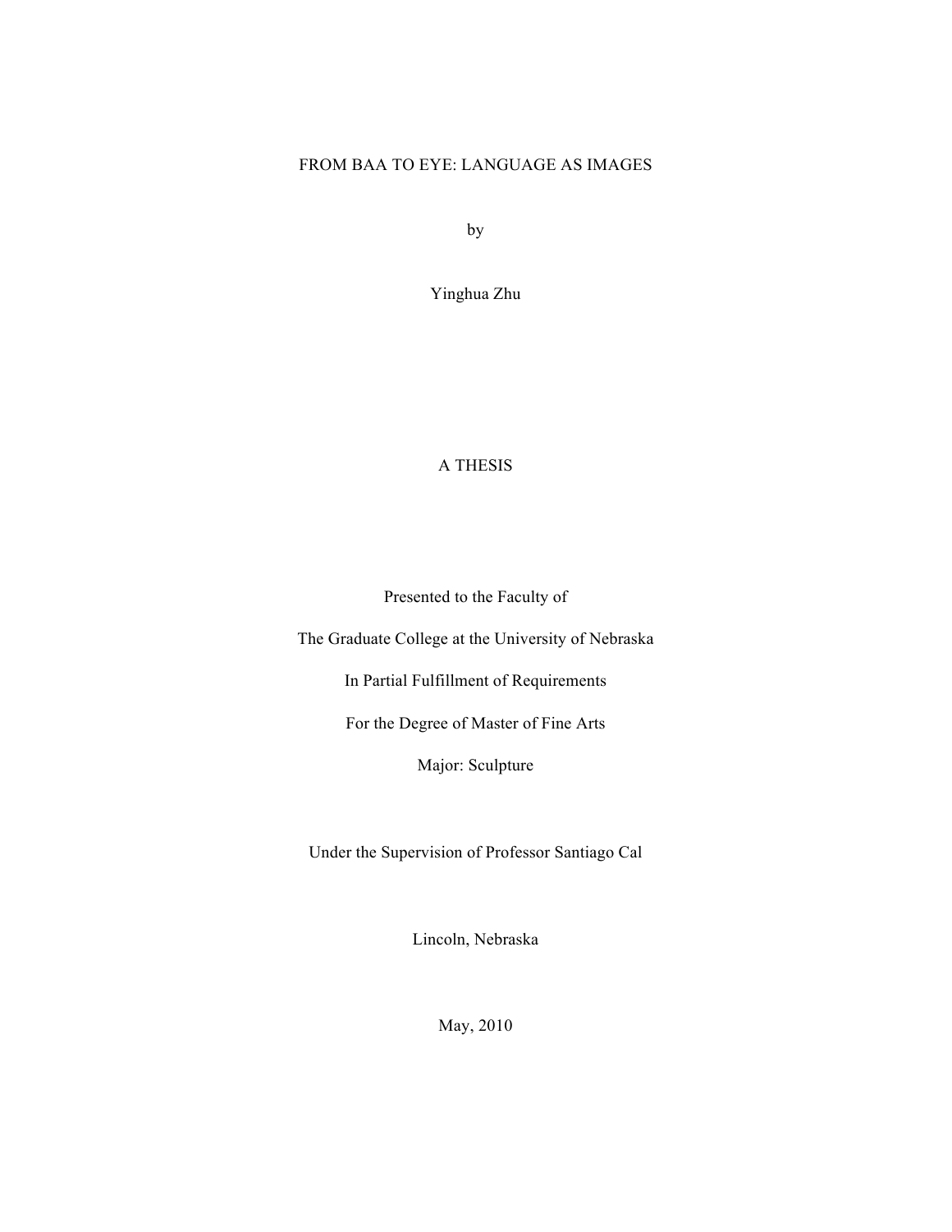# FROM BAA TO EYE: LANGUAGE AS IMAGES

by

Yinghua Zhu

A THESIS

Presented to the Faculty of

The Graduate College at the University of Nebraska

In Partial Fulfillment of Requirements

For the Degree of Master of Fine Arts

Major: Sculpture

Under the Supervision of Professor Santiago Cal

Lincoln, Nebraska

May, 2010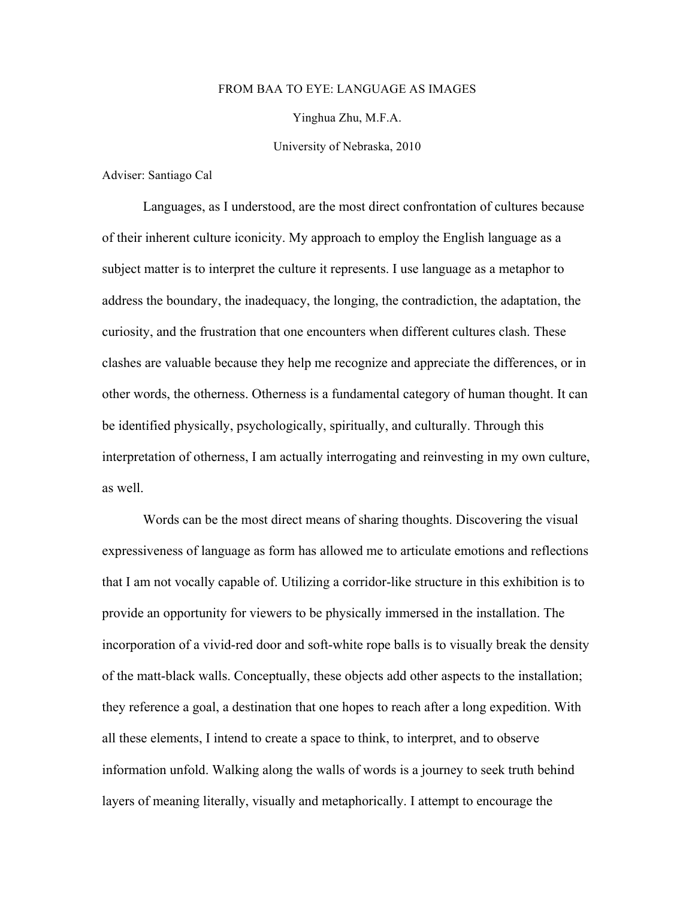FROM BAA TO EYE: LANGUAGE AS IMAGES

Yinghua Zhu, M.F.A.

University of Nebraska, 2010

Adviser: Santiago Cal

Languages, as I understood, are the most direct confrontation of cultures because of their inherent culture iconicity. My approach to employ the English language as a subject matter is to interpret the culture it represents. I use language as a metaphor to address the boundary, the inadequacy, the longing, the contradiction, the adaptation, the curiosity, and the frustration that one encounters when different cultures clash. These clashes are valuable because they help me recognize and appreciate the differences, or in other words, the otherness. Otherness is a fundamental category of human thought. It can be identified physically, psychologically, spiritually, and culturally. Through this interpretation of otherness, I am actually interrogating and reinvesting in my own culture, as well.

Words can be the most direct means of sharing thoughts. Discovering the visual expressiveness of language as form has allowed me to articulate emotions and reflections that I am not vocally capable of. Utilizing a corridor-like structure in this exhibition is to provide an opportunity for viewers to be physically immersed in the installation. The incorporation of a vivid-red door and soft-white rope balls is to visually break the density of the matt-black walls. Conceptually, these objects add other aspects to the installation; they reference a goal, a destination that one hopes to reach after a long expedition. With all these elements, I intend to create a space to think, to interpret, and to observe information unfold. Walking along the walls of words is a journey to seek truth behind layers of meaning literally, visually and metaphorically. I attempt to encourage the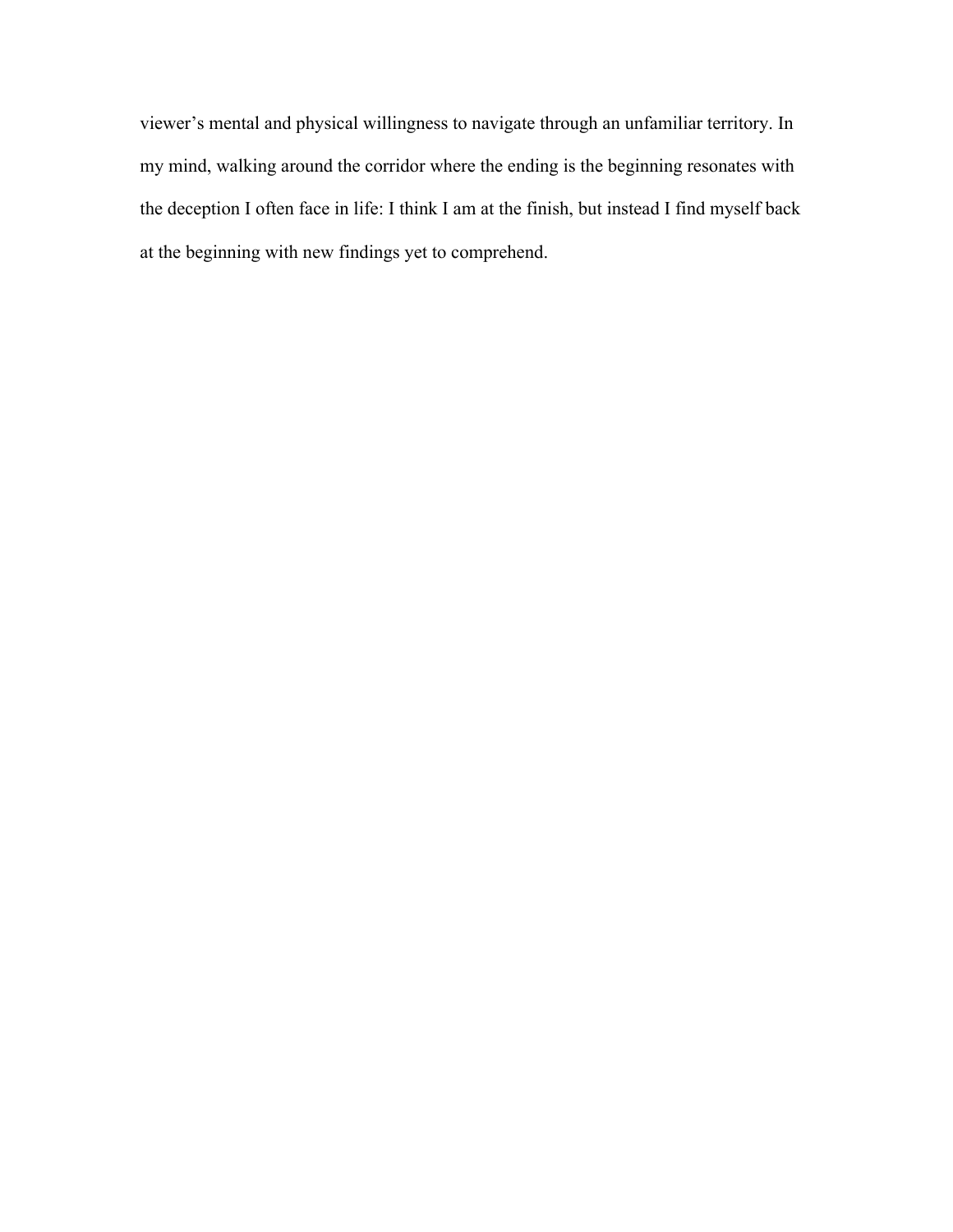viewer’s mental and physical willingness to navigate through an unfamiliar territory. In my mind, walking around the corridor where the ending is the beginning resonates with the deception I often face in life: I think I am at the finish, but instead I find myself back at the beginning with new findings yet to comprehend.